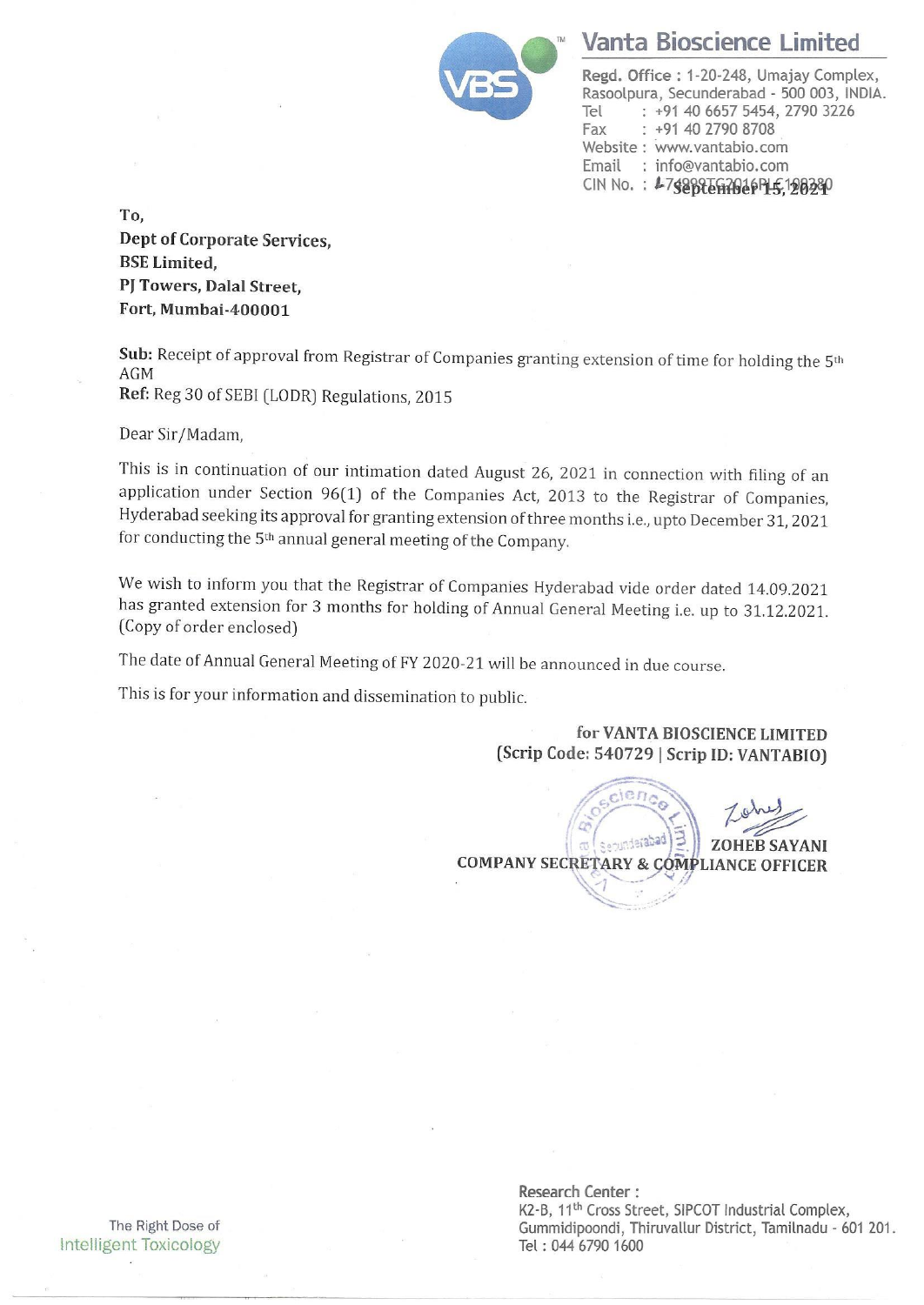# Vanta Bioscience Limited

**Regd. Office :** 1-20-248, Umajay Complex, Rasoolpura, Secunderabad - 500 003, INDIA.
Tel : +91 40 6657 5454, 2790 3226
Fax : +91 40 2790 8708
Website : www.vantabio.com
Email : info@vantabio.com
CIN No. : L74999TG2016PLC109280

September 15, 2021

To,
**Dept of Corporate Services,**
**BSE Limited,**
**PJ Towers, Dalal Street,**
**Fort, Mumbai-400001**

**Sub:** Receipt of approval from Registrar of Companies granting extension of time for holding the 5th AGM
**Ref:** Reg 30 of SEBI (LODR) Regulations, 2015

Dear Sir/Madam,

This is in continuation of our intimation dated August 26, 2021 in connection with filing of an application under Section 96(1) of the Companies Act, 2013 to the Registrar of Companies, Hyderabad seeking its approval for granting extension of three months i.e., upto December 31, 2021 for conducting the 5th annual general meeting of the Company.

We wish to inform you that the Registrar of Companies Hyderabad vide order dated 14.09.2021 has granted extension for 3 months for holding of Annual General Meeting i.e. up to 31.12.2021. (Copy of order enclosed)

The date of Annual General Meeting of FY 2020-21 will be announced in due course.

This is for your information and dissemination to public.

**for VANTA BIOSCIENCE LIMITED**
**(Scrip Code: 540729 | Scrip ID: VANTABIO)**

**ZOHEB SAYANI**
**COMPANY SECRETARY & COMPLIANCE OFFICER**

**Research Center :**
K2-B, 11th Cross Street, SIPCOT Industrial Complex, Gummidipoondi, Thiruvallur District, Tamilnadu - 601 201.
Tel : 044 6790 1600

The Right Dose of Intelligent Toxicology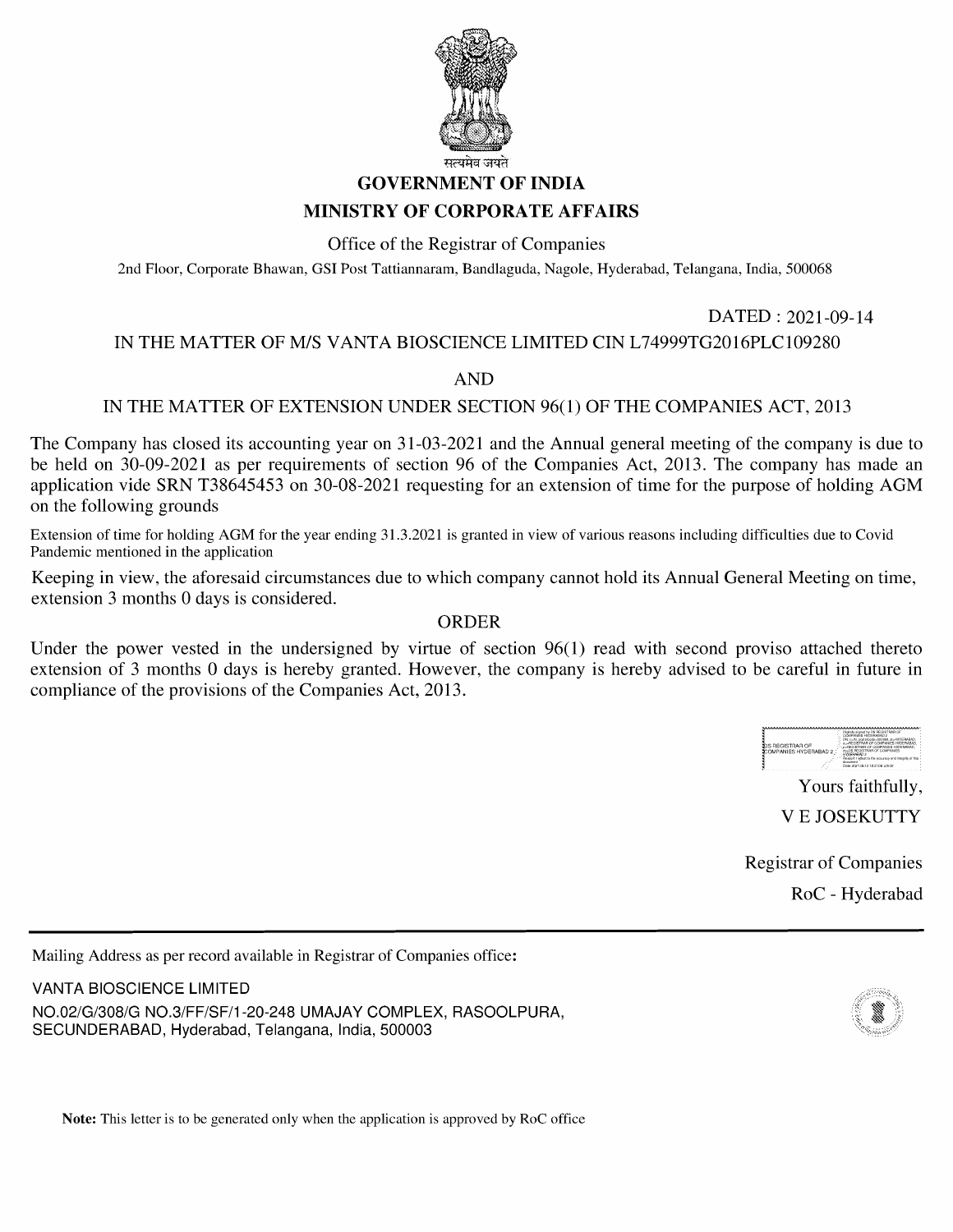सत्यमेव जयते

**GOVERNMENT OF INDIA**

**MINISTRY OF CORPORATE AFFAIRS**

Office of the Registrar of Companies

2nd Floor, Corporate Bhawan, GSI Post Tattiannaram, Bandlaguda, Nagole, Hyderabad, Telangana, India, 500068

DATED : 2021-09-14

IN THE MATTER OF M/S VANTA BIOSCIENCE LIMITED CIN L74999TG2016PLC109280

AND

IN THE MATTER OF EXTENSION UNDER SECTION 96(1) OF THE COMPANIES ACT, 2013

The Company has closed its accounting year on 31-03-2021 and the Annual general meeting of the company is due to be held on 30-09-2021 as per requirements of section 96 of the Companies Act, 2013. The company has made an application vide SRN T38645453 on 30-08-2021 requesting for an extension of time for the purpose of holding AGM on the following grounds

Extension of time for holding AGM for the year ending 31.3.2021 is granted in view of various reasons including difficulties due to Covid Pandemic mentioned in the application

Keeping in view, the aforesaid circumstances due to which company cannot hold its Annual General Meeting on time, extension 3 months 0 days is considered.

ORDER

Under the power vested in the undersigned by virtue of section 96(1) read with second proviso attached thereto extension of 3 months 0 days is hereby granted. However, the company is hereby advised to be careful in future in compliance of the provisions of the Companies Act, 2013.

DS REGISTRAR OF COMPANIES HYDERABAD 2

Yours faithfully,

V E JOSEKUTTY

Registrar of Companies

RoC - Hyderabad

---

Mailing Address as per record available in Registrar of Companies office:

VANTA BIOSCIENCE LIMITED

NO.02/G/308/G NO.3/FF/SF/1-20-248 UMAJAY COMPLEX, RASOOLPURA, SECUNDERABAD, Hyderabad, Telangana, India, 500003

**Note:** This letter is to be generated only when the application is approved by RoC office